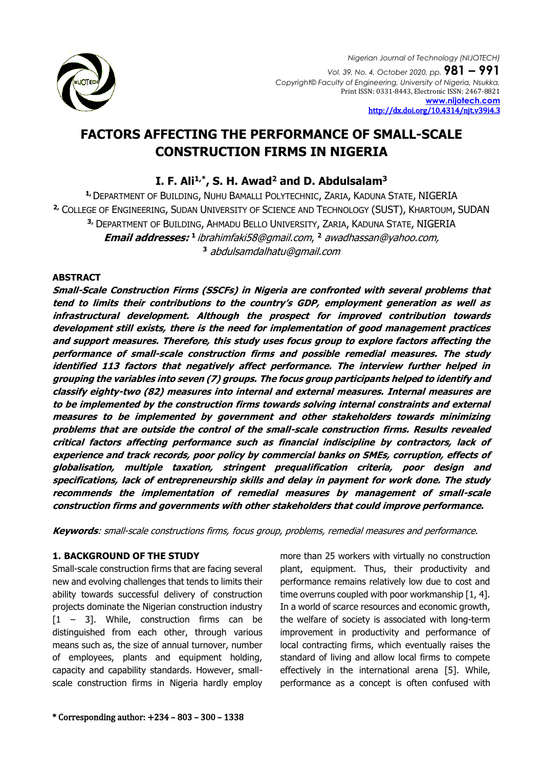# FACTORS AFFECTING THE PERFORMANCE OF SMALL-SCALE CONSTRUCTION FIRMS IN NIGERIA

**I. F. Ali[1,]*, S. H. Awad[2] and D. Abdulsalam[3]**

[1,] Department of Building, Nuhu Bamalli Polytechnic, Zaria, Kaduna State, NIGERIA
[2,] College of Engineering, Sudan University of Science and Technology (SUST), Khartoum, SUDAN
[3,] Department of Building, Ahmadu Bello University, Zaria, Kaduna State, NIGERIA

***Email addresses:*** [1] *ibrahimfaki58@gmail.com*, [2] *awadhassan@yahoo.com*, [3] *abdulsamdalhatu@gmail.com*

### ABSTRACT

***Small-Scale Construction Firms (SSCFs) in Nigeria are confronted with several problems that tend to limits their contributions to the country's GDP, employment generation as well as infrastructural development. Although the prospect for improved contribution towards development still exists, there is the need for implementation of good management practices and support measures. Therefore, this study uses focus group to explore factors affecting the performance of small-scale construction firms and possible remedial measures. The study identified 113 factors that negatively affect performance. The interview further helped in grouping the variables into seven (7) groups. The focus group participants helped to identify and classify eighty-two (82) measures into internal and external measures. Internal measures are to be implemented by the construction firms towards solving internal constraints and external measures to be implemented by government and other stakeholders towards minimizing problems that are outside the control of the small-scale construction firms. Results revealed critical factors affecting performance such as financial indiscipline by contractors, lack of experience and track records, poor policy by commercial banks on SMEs, corruption, effects of globalisation, multiple taxation, stringent prequalification criteria, poor design and specifications, lack of entrepreneurship skills and delay in payment for work done. The study recommends the implementation of remedial measures by management of small-scale construction firms and governments with other stakeholders that could improve performance.***

***Keywords***: *small-scale constructions firms, focus group, problems, remedial measures and performance.*

### 1. BACKGROUND OF THE STUDY

Small-scale construction firms that are facing several new and evolving challenges that tends to limits their ability towards successful delivery of construction projects dominate the Nigerian construction industry [1 – 3]. While, construction firms can be distinguished from each other, through various means such as, the size of annual turnover, number of employees, plants and equipment holding, capacity and capability standards. However, small-scale construction firms in Nigeria hardly employ more than 25 workers with virtually no construction plant, equipment. Thus, their productivity and performance remains relatively low due to cost and time overruns coupled with poor workmanship [1, 4]. In a world of scarce resources and economic growth, the welfare of society is associated with long-term improvement in productivity and performance of local contracting firms, which eventually raises the standard of living and allow local firms to compete effectively in the international arena [5]. While, performance as a concept is often confused with

\* Corresponding author: +234 – 803 – 300 – 1338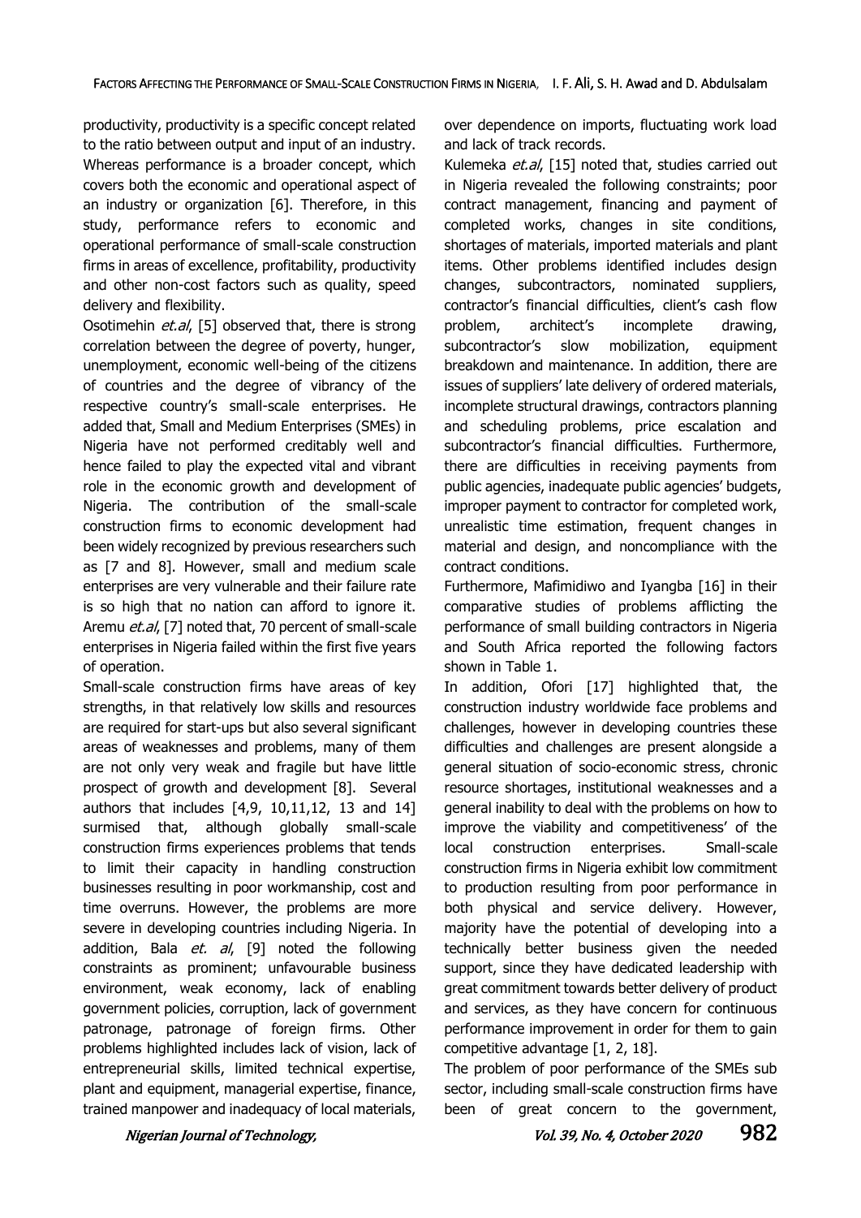productivity, productivity is a specific concept related to the ratio between output and input of an industry. Whereas performance is a broader concept, which covers both the economic and operational aspect of an industry or organization [6]. Therefore, in this study, performance refers to economic and operational performance of small-scale construction firms in areas of excellence, profitability, productivity and other non-cost factors such as quality, speed delivery and flexibility.

Osotimehin *et.al*, [5] observed that, there is strong correlation between the degree of poverty, hunger, unemployment, economic well-being of the citizens of countries and the degree of vibrancy of the respective country's small-scale enterprises. He added that, Small and Medium Enterprises (SMEs) in Nigeria have not performed creditably well and hence failed to play the expected vital and vibrant role in the economic growth and development of Nigeria. The contribution of the small-scale construction firms to economic development had been widely recognized by previous researchers such as [7 and 8]. However, small and medium scale enterprises are very vulnerable and their failure rate is so high that no nation can afford to ignore it. Aremu *et.al*, [7] noted that, 70 percent of small-scale enterprises in Nigeria failed within the first five years of operation.

Small-scale construction firms have areas of key strengths, in that relatively low skills and resources are required for start-ups but also several significant areas of weaknesses and problems, many of them are not only very weak and fragile but have little prospect of growth and development [8]. Several authors that includes [4,9, 10,11,12, 13 and 14] surmised that, although globally small-scale construction firms experiences problems that tends to limit their capacity in handling construction businesses resulting in poor workmanship, cost and time overruns. However, the problems are more severe in developing countries including Nigeria. In addition, Bala *et. al*, [9] noted the following constraints as prominent; unfavourable business environment, weak economy, lack of enabling government policies, corruption, lack of government patronage, patronage of foreign firms. Other problems highlighted includes lack of vision, lack of entrepreneurial skills, limited technical expertise, plant and equipment, managerial expertise, finance, trained manpower and inadequacy of local materials, over dependence on imports, fluctuating work load and lack of track records.

Kulemeka *et.al*, [15] noted that, studies carried out in Nigeria revealed the following constraints; poor contract management, financing and payment of completed works, changes in site conditions, shortages of materials, imported materials and plant items. Other problems identified includes design changes, subcontractors, nominated suppliers, contractor's financial difficulties, client's cash flow problem, architect's incomplete drawing, subcontractor's slow mobilization, equipment breakdown and maintenance. In addition, there are issues of suppliers' late delivery of ordered materials, incomplete structural drawings, contractors planning and scheduling problems, price escalation and subcontractor's financial difficulties. Furthermore, there are difficulties in receiving payments from public agencies, inadequate public agencies' budgets, improper payment to contractor for completed work, unrealistic time estimation, frequent changes in material and design, and noncompliance with the contract conditions.

Furthermore, Mafimidiwo and Iyangba [16] in their comparative studies of problems afflicting the performance of small building contractors in Nigeria and South Africa reported the following factors shown in Table 1.

In addition, Ofori [17] highlighted that, the construction industry worldwide face problems and challenges, however in developing countries these difficulties and challenges are present alongside a general situation of socio-economic stress, chronic resource shortages, institutional weaknesses and a general inability to deal with the problems on how to improve the viability and competitiveness' of the local construction enterprises. Small-scale construction firms in Nigeria exhibit low commitment to production resulting from poor performance in both physical and service delivery. However, majority have the potential of developing into a technically better business given the needed support, since they have dedicated leadership with great commitment towards better delivery of product and services, as they have concern for continuous performance improvement in order for them to gain competitive advantage [1, 2, 18].

The problem of poor performance of the SMEs sub sector, including small-scale construction firms have been of great concern to the government,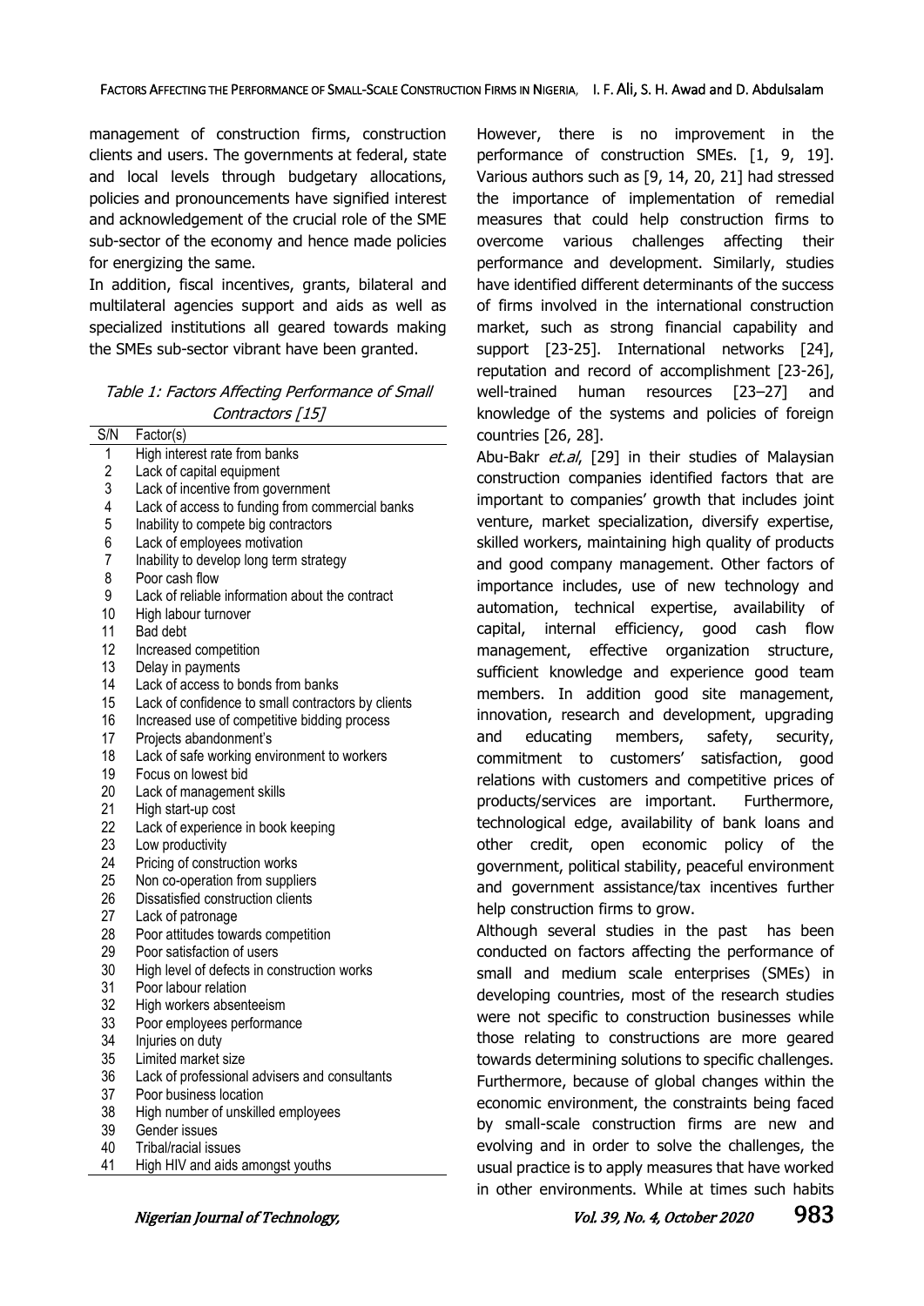management of construction firms, construction clients and users. The governments at federal, state and local levels through budgetary allocations, policies and pronouncements have signified interest and acknowledgement of the crucial role of the SME sub-sector of the economy and hence made policies for energizing the same.

In addition, fiscal incentives, grants, bilateral and multilateral agencies support and aids as well as specialized institutions all geared towards making the SMEs sub-sector vibrant have been granted.

*Table 1: Factors Affecting Performance of Small Contractors [15]*

| S/N | Factor(s) |
|---|---|
| 1 | High interest rate from banks |
| 2 | Lack of capital equipment |
| 3 | Lack of incentive from government |
| 4 | Lack of access to funding from commercial banks |
| 5 | Inability to compete big contractors |
| 6 | Lack of employees motivation |
| 7 | Inability to develop long term strategy |
| 8 | Poor cash flow |
| 9 | Lack of reliable information about the contract |
| 10 | High labour turnover |
| 11 | Bad debt |
| 12 | Increased competition |
| 13 | Delay in payments |
| 14 | Lack of access to bonds from banks |
| 15 | Lack of confidence to small contractors by clients |
| 16 | Increased use of competitive bidding process |
| 17 | Projects abandonment's |
| 18 | Lack of safe working environment to workers |
| 19 | Focus on lowest bid |
| 20 | Lack of management skills |
| 21 | High start-up cost |
| 22 | Lack of experience in book keeping |
| 23 | Low productivity |
| 24 | Pricing of construction works |
| 25 | Non co-operation from suppliers |
| 26 | Dissatisfied construction clients |
| 27 | Lack of patronage |
| 28 | Poor attitudes towards competition |
| 29 | Poor satisfaction of users |
| 30 | High level of defects in construction works |
| 31 | Poor labour relation |
| 32 | High workers absenteeism |
| 33 | Poor employees performance |
| 34 | Injuries on duty |
| 35 | Limited market size |
| 36 | Lack of professional advisers and consultants |
| 37 | Poor business location |
| 38 | High number of unskilled employees |
| 39 | Gender issues |
| 40 | Tribal/racial issues |
| 41 | High HIV and aids amongst youths |

However, there is no improvement in the performance of construction SMEs. [1, 9, 19]. Various authors such as [9, 14, 20, 21] had stressed the importance of implementation of remedial measures that could help construction firms to overcome various challenges affecting their performance and development. Similarly, studies have identified different determinants of the success of firms involved in the international construction market, such as strong financial capability and support [23-25]. International networks [24], reputation and record of accomplishment [23-26], well-trained human resources [23–27] and knowledge of the systems and policies of foreign countries [26, 28].

Abu-Bakr *et.al*, [29] in their studies of Malaysian construction companies identified factors that are important to companies' growth that includes joint venture, market specialization, diversify expertise, skilled workers, maintaining high quality of products and good company management. Other factors of importance includes, use of new technology and automation, technical expertise, availability of capital, internal efficiency, good cash flow management, effective organization structure, sufficient knowledge and experience good team members. In addition good site management, innovation, research and development, upgrading and educating members, safety, security, commitment to customers' satisfaction, good relations with customers and competitive prices of products/services are important. Furthermore, technological edge, availability of bank loans and other credit, open economic policy of the government, political stability, peaceful environment and government assistance/tax incentives further help construction firms to grow.

Although several studies in the past has been conducted on factors affecting the performance of small and medium scale enterprises (SMEs) in developing countries, most of the research studies were not specific to construction businesses while those relating to constructions are more geared towards determining solutions to specific challenges. Furthermore, because of global changes within the economic environment, the constraints being faced by small-scale construction firms are new and evolving and in order to solve the challenges, the usual practice is to apply measures that have worked in other environments. While at times such habits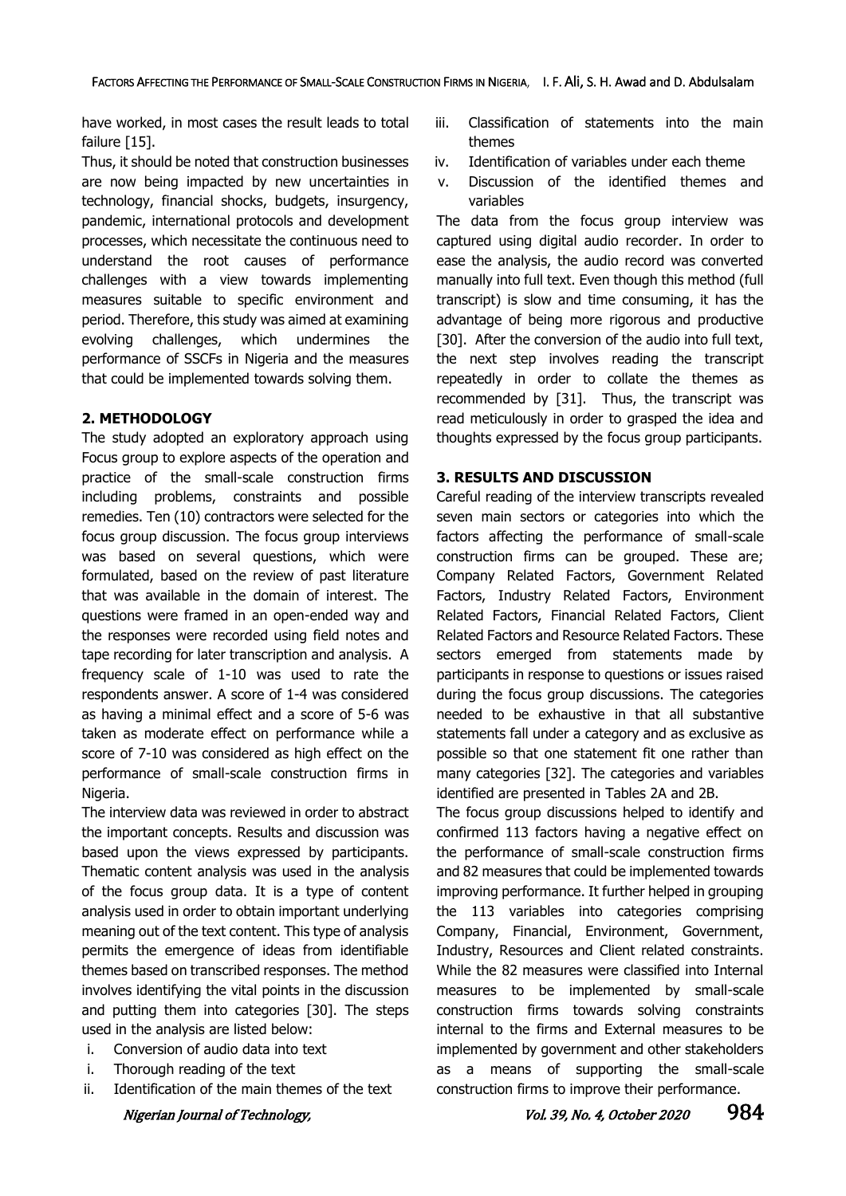have worked, in most cases the result leads to total failure [15].

Thus, it should be noted that construction businesses are now being impacted by new uncertainties in technology, financial shocks, budgets, insurgency, pandemic, international protocols and development processes, which necessitate the continuous need to understand the root causes of performance challenges with a view towards implementing measures suitable to specific environment and period. Therefore, this study was aimed at examining evolving challenges, which undermines the performance of SSCFs in Nigeria and the measures that could be implemented towards solving them.

## 2. METHODOLOGY

The study adopted an exploratory approach using Focus group to explore aspects of the operation and practice of the small-scale construction firms including problems, constraints and possible remedies. Ten (10) contractors were selected for the focus group discussion. The focus group interviews was based on several questions, which were formulated, based on the review of past literature that was available in the domain of interest. The questions were framed in an open-ended way and the responses were recorded using field notes and tape recording for later transcription and analysis. A frequency scale of 1-10 was used to rate the respondents answer. A score of 1-4 was considered as having a minimal effect and a score of 5-6 was taken as moderate effect on performance while a score of 7-10 was considered as high effect on the performance of small-scale construction firms in Nigeria.

The interview data was reviewed in order to abstract the important concepts. Results and discussion was based upon the views expressed by participants. Thematic content analysis was used in the analysis of the focus group data. It is a type of content analysis used in order to obtain important underlying meaning out of the text content. This type of analysis permits the emergence of ideas from identifiable themes based on transcribed responses. The method involves identifying the vital points in the discussion and putting them into categories [30]. The steps used in the analysis are listed below:

i. Conversion of audio data into text
i. Thorough reading of the text
ii. Identification of the main themes of the text
iii. Classification of statements into the main themes
iv. Identification of variables under each theme
v. Discussion of the identified themes and variables

The data from the focus group interview was captured using digital audio recorder. In order to ease the analysis, the audio record was converted manually into full text. Even though this method (full transcript) is slow and time consuming, it has the advantage of being more rigorous and productive [30]. After the conversion of the audio into full text, the next step involves reading the transcript repeatedly in order to collate the themes as recommended by [31]. Thus, the transcript was read meticulously in order to grasped the idea and thoughts expressed by the focus group participants.

## 3. RESULTS AND DISCUSSION

Careful reading of the interview transcripts revealed seven main sectors or categories into which the factors affecting the performance of small-scale construction firms can be grouped. These are; Company Related Factors, Government Related Factors, Industry Related Factors, Environment Related Factors, Financial Related Factors, Client Related Factors and Resource Related Factors. These sectors emerged from statements made by participants in response to questions or issues raised during the focus group discussions. The categories needed to be exhaustive in that all substantive statements fall under a category and as exclusive as possible so that one statement fit one rather than many categories [32]. The categories and variables identified are presented in Tables 2A and 2B.

The focus group discussions helped to identify and confirmed 113 factors having a negative effect on the performance of small-scale construction firms and 82 measures that could be implemented towards improving performance. It further helped in grouping the 113 variables into categories comprising Company, Financial, Environment, Government, Industry, Resources and Client related constraints. While the 82 measures were classified into Internal measures to be implemented by small-scale construction firms towards solving constraints internal to the firms and External measures to be implemented by government and other stakeholders as a means of supporting the small-scale construction firms to improve their performance.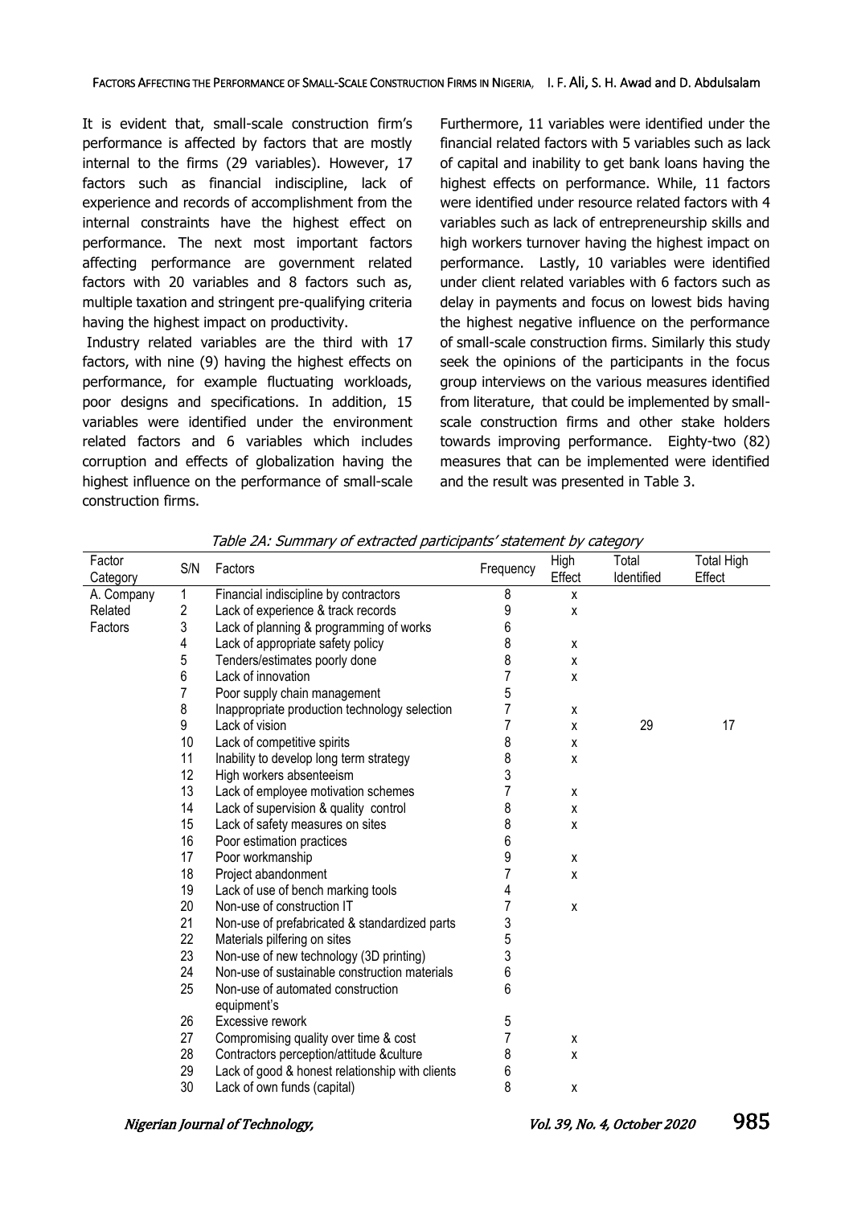It is evident that, small-scale construction firm's performance is affected by factors that are mostly internal to the firms (29 variables). However, 17 factors such as financial indiscipline, lack of experience and records of accomplishment from the internal constraints have the highest effect on performance. The next most important factors affecting performance are government related factors with 20 variables and 8 factors such as, multiple taxation and stringent pre-qualifying criteria having the highest impact on productivity.

Industry related variables are the third with 17 factors, with nine (9) having the highest effects on performance, for example fluctuating workloads, poor designs and specifications. In addition, 15 variables were identified under the environment related factors and 6 variables which includes corruption and effects of globalization having the highest influence on the performance of small-scale construction firms.

Furthermore, 11 variables were identified under the financial related factors with 5 variables such as lack of capital and inability to get bank loans having the highest effects on performance. While, 11 factors were identified under resource related factors with 4 variables such as lack of entrepreneurship skills and high workers turnover having the highest impact on performance. Lastly, 10 variables were identified under client related variables with 6 factors such as delay in payments and focus on lowest bids having the highest negative influence on the performance of small-scale construction firms. Similarly this study seek the opinions of the participants in the focus group interviews on the various measures identified from literature, that could be implemented by small-scale construction firms and other stake holders towards improving performance. Eighty-two (82) measures that can be implemented were identified and the result was presented in Table 3.

*Table 2A: Summary of extracted participants' statement by category*

| Factor Category | S/N | Factors | Frequency | High Effect | Total Identified | Total High Effect |
|---|---|---|---|---|---|---|
| A. Company Related Factors | 1 | Financial indiscipline by contractors | 8 | x | | |
| | 2 | Lack of experience & track records | 9 | x | | |
| | 3 | Lack of planning & programming of works | 6 | | | |
| | 4 | Lack of appropriate safety policy | 8 | x | | |
| | 5 | Tenders/estimates poorly done | 8 | x | | |
| | 6 | Lack of innovation | 7 | x | | |
| | 7 | Poor supply chain management | 5 | | | |
| | 8 | Inappropriate production technology selection | 7 | x | | |
| | 9 | Lack of vision | 7 | x | 29 | 17 |
| | 10 | Lack of competitive spirits | 8 | x | | |
| | 11 | Inability to develop long term strategy | 8 | x | | |
| | 12 | High workers absenteeism | 3 | | | |
| | 13 | Lack of employee motivation schemes | 7 | x | | |
| | 14 | Lack of supervision & quality control | 8 | x | | |
| | 15 | Lack of safety measures on sites | 8 | x | | |
| | 16 | Poor estimation practices | 6 | | | |
| | 17 | Poor workmanship | 9 | x | | |
| | 18 | Project abandonment | 7 | x | | |
| | 19 | Lack of use of bench marking tools | 4 | | | |
| | 20 | Non-use of construction IT | 7 | x | | |
| | 21 | Non-use of prefabricated & standardized parts | 3 | | | |
| | 22 | Materials pilfering on sites | 5 | | | |
| | 23 | Non-use of new technology (3D printing) | 3 | | | |
| | 24 | Non-use of sustainable construction materials | 6 | | | |
| | 25 | Non-use of automated construction equipment's | 6 | | | |
| | 26 | Excessive rework | 5 | | | |
| | 27 | Compromising quality over time & cost | 7 | x | | |
| | 28 | Contractors perception/attitude &culture | 8 | x | | |
| | 29 | Lack of good & honest relationship with clients | 6 | | | |
| | 30 | Lack of own funds (capital) | 8 | x | | |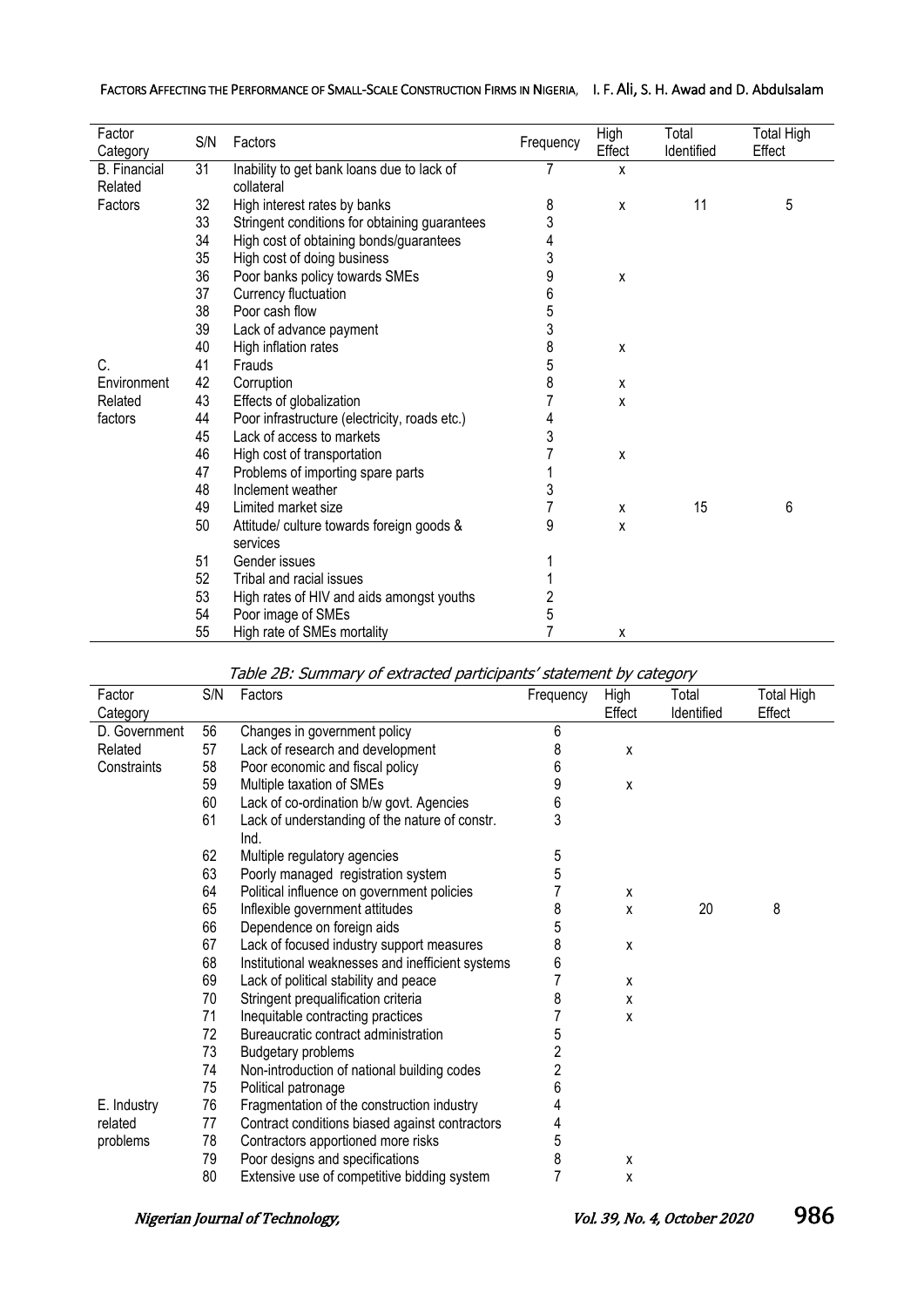| Factor Category | S/N | Factors | Frequency | High Effect | Total Identified | Total High Effect |
|---|---|---|---|---|---|---|
| B. Financial Related Factors | 31 | Inability to get bank loans due to lack of collateral | 7 | x | | |
| | 32 | High interest rates by banks | 8 | x | 11 | 5 |
| | 33 | Stringent conditions for obtaining guarantees | 3 | | | |
| | 34 | High cost of obtaining bonds/guarantees | 4 | | | |
| | 35 | High cost of doing business | 3 | | | |
| | 36 | Poor banks policy towards SMEs | 9 | x | | |
| | 37 | Currency fluctuation | 6 | | | |
| | 38 | Poor cash flow | 5 | | | |
| | 39 | Lack of advance payment | 3 | | | |
| | 40 | High inflation rates | 8 | x | | |
| C. Environment Related factors | 41 | Frauds | 5 | | | |
| | 42 | Corruption | 8 | x | | |
| | 43 | Effects of globalization | 7 | x | | |
| | 44 | Poor infrastructure (electricity, roads etc.) | 4 | | | |
| | 45 | Lack of access to markets | 3 | | | |
| | 46 | High cost of transportation | 7 | x | | |
| | 47 | Problems of importing spare parts | 1 | | | |
| | 48 | Inclement weather | 3 | | | |
| | 49 | Limited market size | 7 | x | 15 | 6 |
| | 50 | Attitude/ culture towards foreign goods & services | 9 | x | | |
| | 51 | Gender issues | 1 | | | |
| | 52 | Tribal and racial issues | 1 | | | |
| | 53 | High rates of HIV and aids amongst youths | 2 | | | |
| | 54 | Poor image of SMEs | 5 | | | |
| | 55 | High rate of SMEs mortality | 7 | x | | |

*Table 2B: Summary of extracted participants' statement by category*

| Factor Category | S/N | Factors | Frequency | High Effect | Total Identified | Total High Effect |
|---|---|---|---|---|---|---|
| D. Government Related Constraints | 56 | Changes in government policy | 6 | | | |
| | 57 | Lack of research and development | 8 | x | | |
| | 58 | Poor economic and fiscal policy | 6 | | | |
| | 59 | Multiple taxation of SMEs | 9 | x | | |
| | 60 | Lack of co-ordination b/w govt. Agencies | 6 | | | |
| | 61 | Lack of understanding of the nature of constr. Ind. | 3 | | | |
| | 62 | Multiple regulatory agencies | 5 | | | |
| | 63 | Poorly managed registration system | 5 | | | |
| | 64 | Political influence on government policies | 7 | x | | |
| | 65 | Inflexible government attitudes | 8 | x | 20 | 8 |
| | 66 | Dependence on foreign aids | 5 | | | |
| | 67 | Lack of focused industry support measures | 8 | x | | |
| | 68 | Institutional weaknesses and inefficient systems | 6 | | | |
| | 69 | Lack of political stability and peace | 7 | x | | |
| | 70 | Stringent prequalification criteria | 8 | x | | |
| | 71 | Inequitable contracting practices | 7 | x | | |
| | 72 | Bureaucratic contract administration | 5 | | | |
| | 73 | Budgetary problems | 2 | | | |
| | 74 | Non-introduction of national building codes | 2 | | | |
| | 75 | Political patronage | 6 | | | |
| E. Industry related problems | 76 | Fragmentation of the construction industry | 4 | | | |
| | 77 | Contract conditions biased against contractors | 4 | | | |
| | 78 | Contractors apportioned more risks | 5 | | | |
| | 79 | Poor designs and specifications | 8 | x | | |
| | 80 | Extensive use of competitive bidding system | 7 | x | | |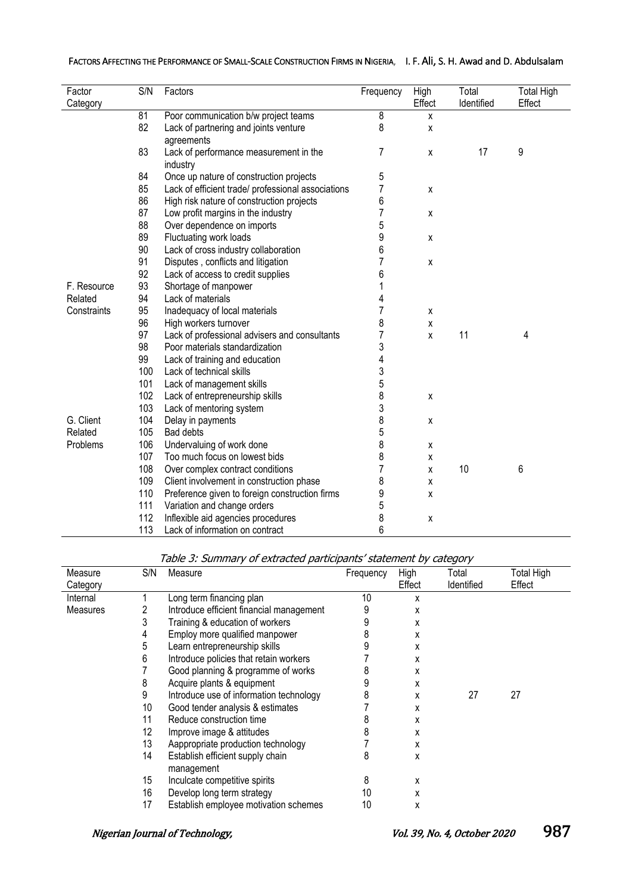| Factor Category | S/N | Factors | Frequency | High Effect | Total Identified | Total High Effect |
|---|---|---|---|---|---|---|
| | 81 | Poor communication b/w project teams | 8 | x | | |
| | 82 | Lack of partnering and joints venture agreements | 8 | x | | |
| | 83 | Lack of performance measurement in the industry | 7 | x | 17 | 9 |
| | 84 | Once up nature of construction projects | 5 | | | |
| | 85 | Lack of efficient trade/ professional associations | 7 | x | | |
| | 86 | High risk nature of construction projects | 6 | | | |
| | 87 | Low profit margins in the industry | 7 | x | | |
| | 88 | Over dependence on imports | 5 | | | |
| | 89 | Fluctuating work loads | 9 | x | | |
| | 90 | Lack of cross industry collaboration | 6 | | | |
| | 91 | Disputes , conflicts and litigation | 7 | x | | |
| | 92 | Lack of access to credit supplies | 6 | | | |
| F. Resource Related Constraints | 93 | Shortage of manpower | 1 | | | |
| | 94 | Lack of materials | 4 | | | |
| | 95 | Inadequacy of local materials | 7 | x | | |
| | 96 | High workers turnover | 8 | x | | |
| | 97 | Lack of professional advisers and consultants | 7 | x | 11 | 4 |
| | 98 | Poor materials standardization | 3 | | | |
| | 99 | Lack of training and education | 4 | | | |
| | 100 | Lack of technical skills | 3 | | | |
| | 101 | Lack of management skills | 5 | | | |
| | 102 | Lack of entrepreneurship skills | 8 | x | | |
| | 103 | Lack of mentoring system | 3 | | | |
| G. Client Related Problems | 104 | Delay in payments | 8 | x | | |
| | 105 | Bad debts | 5 | | | |
| | 106 | Undervaluing of work done | 8 | x | | |
| | 107 | Too much focus on lowest bids | 8 | x | | |
| | 108 | Over complex contract conditions | 7 | x | 10 | 6 |
| | 109 | Client involvement in construction phase | 8 | x | | |
| | 110 | Preference given to foreign construction firms | 9 | x | | |
| | 111 | Variation and change orders | 5 | | | |
| | 112 | Inflexible aid agencies procedures | 8 | x | | |
| | 113 | Lack of information on contract | 6 | | | |

*Table 3: Summary of extracted participants' statement by category*

| Measure Category | S/N | Measure | Frequency | High Effect | Total Identified | Total High Effect |
|---|---|---|---|---|---|---|
| Internal Measures | 1 | Long term financing plan | 10 | x | | |
| | 2 | Introduce efficient financial management | 9 | x | | |
| | 3 | Training & education of workers | 9 | x | | |
| | 4 | Employ more qualified manpower | 8 | x | | |
| | 5 | Learn entrepreneurship skills | 9 | x | | |
| | 6 | Introduce policies that retain workers | 7 | x | | |
| | 7 | Good planning & programme of works | 8 | x | | |
| | 8 | Acquire plants & equipment | 9 | x | | |
| | 9 | Introduce use of information technology | 8 | x | 27 | 27 |
| | 10 | Good tender analysis & estimates | 7 | x | | |
| | 11 | Reduce construction time | 8 | x | | |
| | 12 | Improve image & attitudes | 8 | x | | |
| | 13 | Aappropriate production technology | 7 | x | | |
| | 14 | Establish efficient supply chain management | 8 | x | | |
| | 15 | Inculcate competitive spirits | 8 | x | | |
| | 16 | Develop long term strategy | 10 | x | | |
| | 17 | Establish employee motivation schemes | 10 | x | | |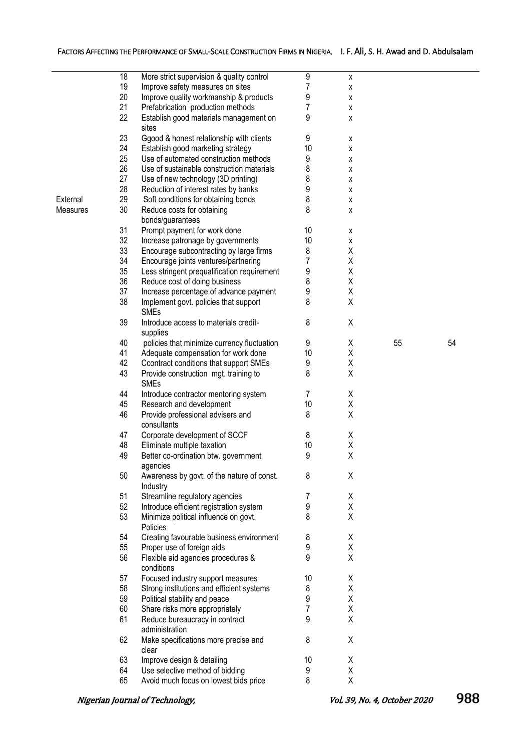| | | | | | | |
|---|---|---|---|---|---|---|
| | 18 | More strict supervision & quality control | 9 | x | | |
| | 19 | Improve safety measures on sites | 7 | x | | |
| | 20 | Improve quality workmanship & products | 9 | x | | |
| | 21 | Prefabrication production methods | 7 | x | | |
| | 22 | Establish good materials management on sites | 9 | x | | |
| | 23 | Ggood & honest relationship with clients | 9 | x | | |
| | 24 | Establish good marketing strategy | 10 | x | | |
| | 25 | Use of automated construction methods | 9 | x | | |
| | 26 | Use of sustainable construction materials | 8 | x | | |
| | 27 | Use of new technology (3D printing) | 8 | x | | |
| | 28 | Reduction of interest rates by banks | 9 | x | | |
| External Measures | 29 | Soft conditions for obtaining bonds | 8 | x | | |
| | 30 | Reduce costs for obtaining bonds/guarantees | 8 | x | | |
| | 31 | Prompt payment for work done | 10 | x | | |
| | 32 | Increase patronage by governments | 10 | x | | |
| | 33 | Encourage subcontracting by large firms | 8 | X | | |
| | 34 | Encourage joints ventures/partnering | 7 | X | | |
| | 35 | Less stringent prequalification requirement | 9 | X | | |
| | 36 | Reduce cost of doing business | 8 | X | | |
| | 37 | Increase percentage of advance payment | 9 | X | | |
| | 38 | Implement govt. policies that support SMEs | 8 | X | | |
| | 39 | Introduce access to materials credit-supplies | 8 | X | | |
| | 40 | policies that minimize currency fluctuation | 9 | X | 55 | 54 |
| | 41 | Adequate compensation for work done | 10 | X | | |
| | 42 | Ccontract conditions that support SMEs | 9 | X | | |
| | 43 | Provide construction mgt. training to SMEs | 8 | X | | |
| | 44 | Introduce contractor mentoring system | 7 | X | | |
| | 45 | Research and development | 10 | X | | |
| | 46 | Provide professional advisers and consultants | 8 | X | | |
| | 47 | Corporate development of SCCF | 8 | X | | |
| | 48 | Eliminate multiple taxation | 10 | X | | |
| | 49 | Better co-ordination btw. government agencies | 9 | X | | |
| | 50 | Awareness by govt. of the nature of const. Industry | 8 | X | | |
| | 51 | Streamline regulatory agencies | 7 | X | | |
| | 52 | Introduce efficient registration system | 9 | X | | |
| | 53 | Minimize political influence on govt. Policies | 8 | X | | |
| | 54 | Creating favourable business environment | 8 | X | | |
| | 55 | Proper use of foreign aids | 9 | X | | |
| | 56 | Flexible aid agencies procedures & conditions | 9 | X | | |
| | 57 | Focused industry support measures | 10 | X | | |
| | 58 | Strong institutions and efficient systems | 8 | X | | |
| | 59 | Political stability and peace | 9 | X | | |
| | 60 | Share risks more appropriately | 7 | X | | |
| | 61 | Reduce bureaucracy in contract administration | 9 | X | | |
| | 62 | Make specifications more precise and clear | 8 | X | | |
| | 63 | Improve design & detailing | 10 | X | | |
| | 64 | Use selective method of bidding | 9 | X | | |
| | 65 | Avoid much focus on lowest bids price | 8 | X | | |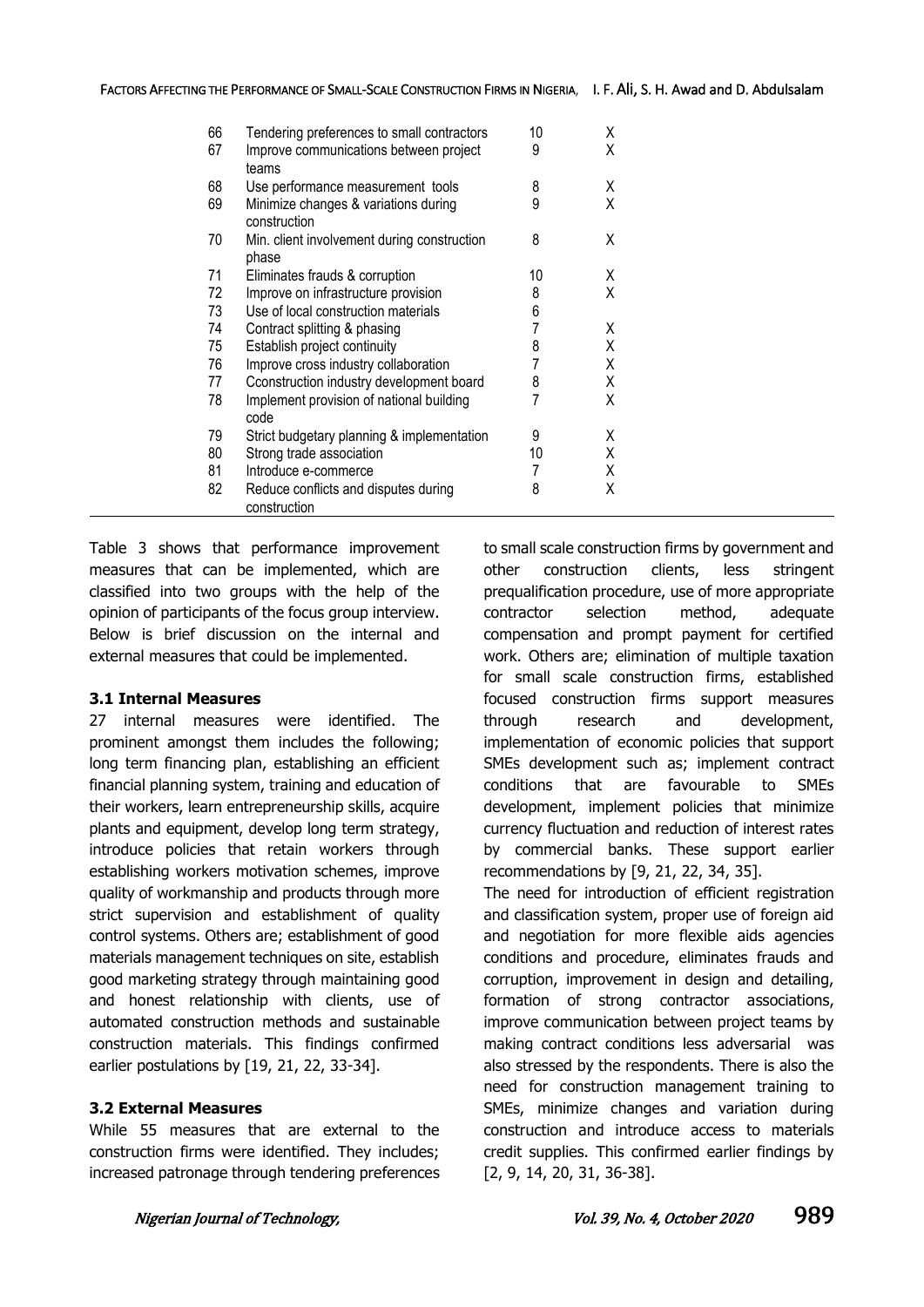| | | | |
|---|---|---|---|
| 66 | Tendering preferences to small contractors | 10 | X |
| 67 | Improve communications between project teams | 9 | X |
| 68 | Use performance measurement tools | 8 | X |
| 69 | Minimize changes & variations during construction | 9 | X |
| 70 | Min. client involvement during construction phase | 8 | X |
| 71 | Eliminates frauds & corruption | 10 | X |
| 72 | Improve on infrastructure provision | 8 | X |
| 73 | Use of local construction materials | 6 | |
| 74 | Contract splitting & phasing | 7 | X |
| 75 | Establish project continuity | 8 | X |
| 76 | Improve cross industry collaboration | 7 | X |
| 77 | Cconstruction industry development board | 8 | X |
| 78 | Implement provision of national building code | 7 | X |
| 79 | Strict budgetary planning & implementation | 9 | X |
| 80 | Strong trade association | 10 | X |
| 81 | Introduce e-commerce | 7 | X |
| 82 | Reduce conflicts and disputes during construction | 8 | X |

Table 3 shows that performance improvement measures that can be implemented, which are classified into two groups with the help of the opinion of participants of the focus group interview. Below is brief discussion on the internal and external measures that could be implemented.

### 3.1 Internal Measures

27 internal measures were identified. The prominent amongst them includes the following; long term financing plan, establishing an efficient financial planning system, training and education of their workers, learn entrepreneurship skills, acquire plants and equipment, develop long term strategy, introduce policies that retain workers through establishing workers motivation schemes, improve quality of workmanship and products through more strict supervision and establishment of quality control systems. Others are; establishment of good materials management techniques on site, establish good marketing strategy through maintaining good and honest relationship with clients, use of automated construction methods and sustainable construction materials. This findings confirmed earlier postulations by [19, 21, 22, 33-34].

### 3.2 External Measures

While 55 measures that are external to the construction firms were identified. They includes; increased patronage through tendering preferences to small scale construction firms by government and other construction clients, less stringent prequalification procedure, use of more appropriate contractor selection method, adequate compensation and prompt payment for certified work. Others are; elimination of multiple taxation for small scale construction firms, established focused construction firms support measures through research and development, implementation of economic policies that support SMEs development such as; implement contract conditions that are favourable to SMEs development, implement policies that minimize currency fluctuation and reduction of interest rates by commercial banks. These support earlier recommendations by [9, 21, 22, 34, 35].

The need for introduction of efficient registration and classification system, proper use of foreign aid and negotiation for more flexible aids agencies conditions and procedure, eliminates frauds and corruption, improvement in design and detailing, formation of strong contractor associations, improve communication between project teams by making contract conditions less adversarial was also stressed by the respondents. There is also the need for construction management training to SMEs, minimize changes and variation during construction and introduce access to materials credit supplies. This confirmed earlier findings by [2, 9, 14, 20, 31, 36-38].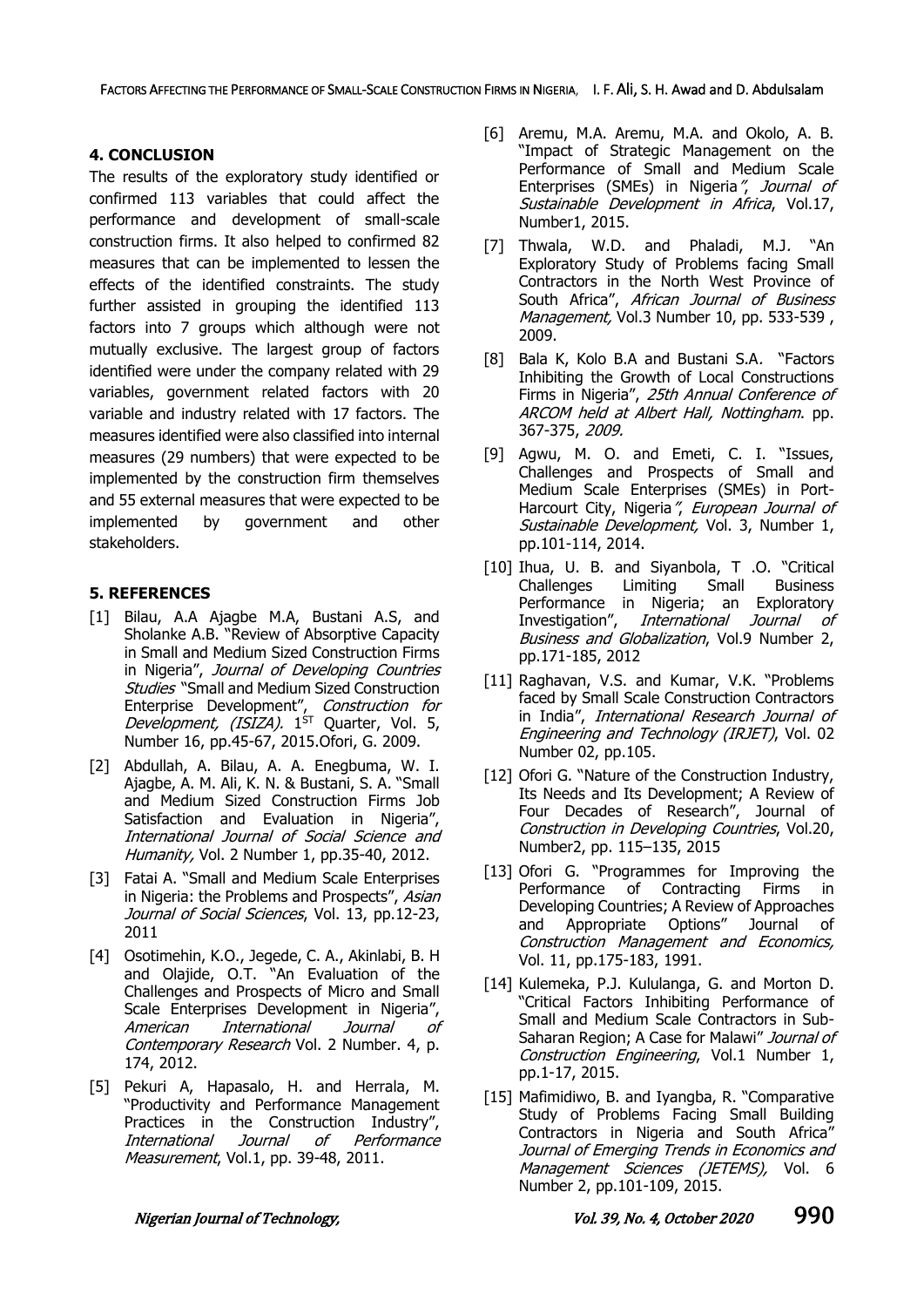## 4. CONCLUSION

The results of the exploratory study identified or confirmed 113 variables that could affect the performance and development of small-scale construction firms. It also helped to confirmed 82 measures that can be implemented to lessen the effects of the identified constraints. The study further assisted in grouping the identified 113 factors into 7 groups which although were not mutually exclusive. The largest group of factors identified were under the company related with 29 variables, government related factors with 20 variable and industry related with 17 factors. The measures identified were also classified into internal measures (29 numbers) that were expected to be implemented by the construction firm themselves and 55 external measures that were expected to be implemented by government and other stakeholders.

## 5. REFERENCES

[1] Bilau, A.A Ajagbe M.A, Bustani A.S, and Sholanke A.B. "Review of Absorptive Capacity in Small and Medium Sized Construction Firms in Nigeria", *Journal of Developing Countries Studies* "Small and Medium Sized Construction Enterprise Development", *Construction for Development, (ISIZA).* 1ST Quarter, Vol. 5, Number 16, pp.45-67, 2015.Ofori, G. 2009.

[2] Abdullah, A. Bilau, A. A. Enegbuma, W. I. Ajagbe, A. M. Ali, K. N. & Bustani, S. A. "Small and Medium Sized Construction Firms Job Satisfaction and Evaluation in Nigeria", *International Journal of Social Science and Humanity,* Vol. 2 Number 1, pp.35-40, 2012.

[3] Fatai A. "Small and Medium Scale Enterprises in Nigeria: the Problems and Prospects", *Asian Journal of Social Sciences*, Vol. 13, pp.12-23, 2011

[4] Osotimehin, K.O., Jegede, C. A., Akinlabi, B. H and Olajide, O.T. "An Evaluation of the Challenges and Prospects of Micro and Small Scale Enterprises Development in Nigeria", *American International Journal of Contemporary Research* Vol. 2 Number. 4, p. 174, 2012.

[5] Pekuri A, Hapasalo, H. and Herrala, M. "Productivity and Performance Management Practices in the Construction Industry", *International Journal of Performance Measurement*, Vol.1, pp. 39-48, 2011.

[6] Aremu, M.A. Aremu, M.A. and Okolo, A. B. "Impact of Strategic Management on the Performance of Small and Medium Scale Enterprises (SMEs) in Nigeria", *Journal of Sustainable Development in Africa*, Vol.17, Number1, 2015.

[7] Thwala, W.D. and Phaladi, M.J. "An Exploratory Study of Problems facing Small Contractors in the North West Province of South Africa", *African Journal of Business Management,* Vol.3 Number 10, pp. 533-539 , 2009.

[8] Bala K, Kolo B.A and Bustani S.A. "Factors Inhibiting the Growth of Local Constructions Firms in Nigeria", *25th Annual Conference of ARCOM held at Albert Hall, Nottingham*. pp. 367-375, *2009.*

[9] Agwu, M. O. and Emeti, C. I. "Issues, Challenges and Prospects of Small and Medium Scale Enterprises (SMEs) in Port-Harcourt City, Nigeria", *European Journal of Sustainable Development,* Vol. 3, Number 1, pp.101-114, 2014.

[10] Ihua, U. B. and Siyanbola, T .O. "Critical Challenges Limiting Small Business Performance in Nigeria; an Exploratory Investigation", *International Journal of Business and Globalization*, Vol.9 Number 2, pp.171-185, 2012

[11] Raghavan, V.S. and Kumar, V.K. "Problems faced by Small Scale Construction Contractors in India", *International Research Journal of Engineering and Technology (IRJET)*, Vol. 02 Number 02, pp.105.

[12] Ofori G. "Nature of the Construction Industry, Its Needs and Its Development; A Review of Four Decades of Research", Journal of *Construction in Developing Countries*, Vol.20, Number2, pp. 115–135, 2015

[13] Ofori G. "Programmes for Improving the Performance of Contracting Firms in Developing Countries; A Review of Approaches and Appropriate Options" Journal of *Construction Management and Economics,* Vol. 11, pp.175-183, 1991.

[14] Kulemeka, P.J. Kululanga, G. and Morton D. "Critical Factors Inhibiting Performance of Small and Medium Scale Contractors in Sub-Saharan Region; A Case for Malawi" *Journal of Construction Engineering*, Vol.1 Number 1, pp.1-17, 2015.

[15] Mafimidiwo, B. and Iyangba, R. "Comparative Study of Problems Facing Small Building Contractors in Nigeria and South Africa" *Journal of Emerging Trends in Economics and Management Sciences (JETEMS),* Vol. 6 Number 2, pp.101-109, 2015.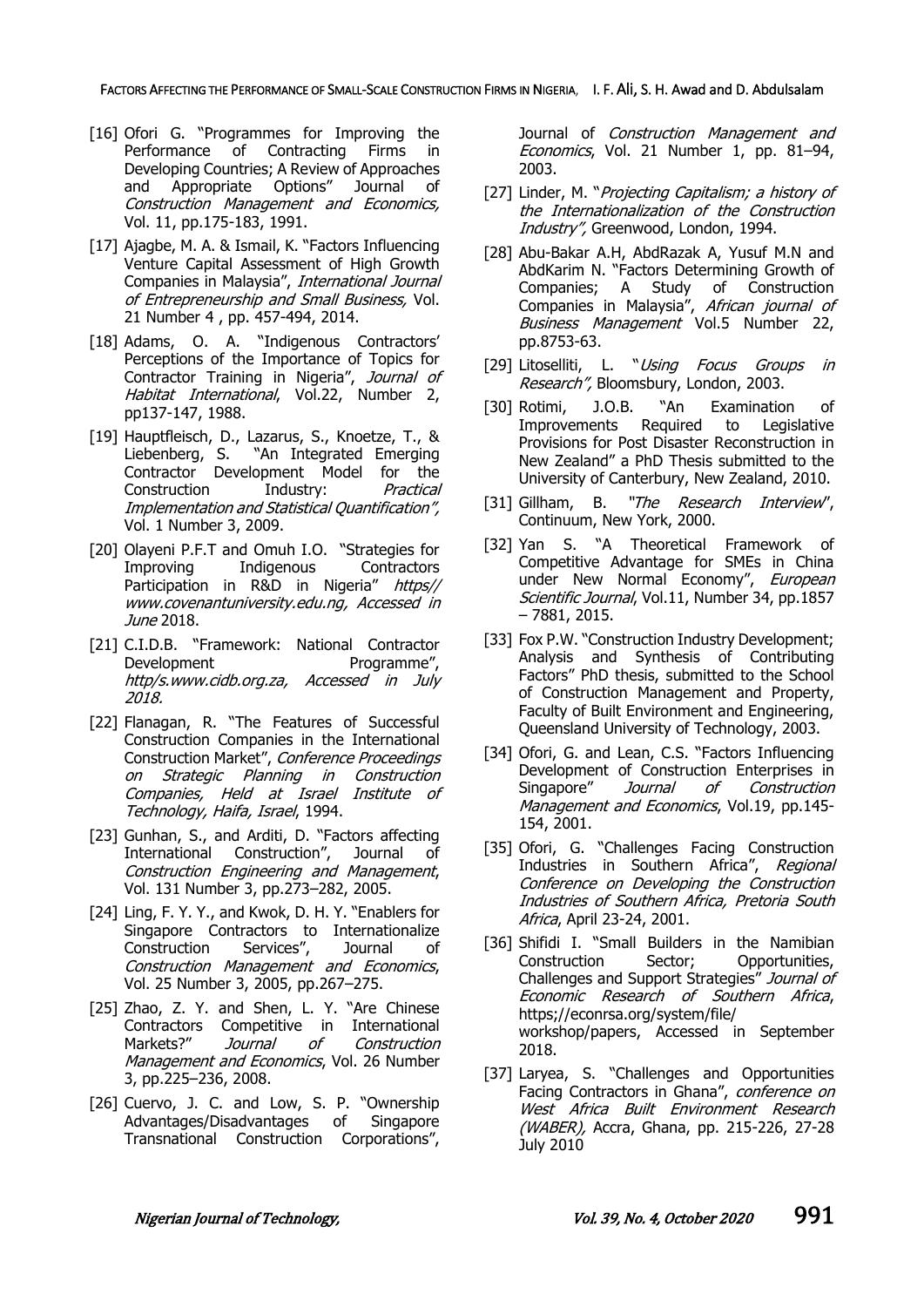[16] Ofori G. "Programmes for Improving the Performance of Contracting Firms in Developing Countries; A Review of Approaches and Appropriate Options" Journal of *Construction Management and Economics,* Vol. 11, pp.175-183, 1991.

[17] Ajagbe, M. A. & Ismail, K. "Factors Influencing Venture Capital Assessment of High Growth Companies in Malaysia", *International Journal of Entrepreneurship and Small Business,* Vol. 21 Number 4 , pp. 457-494, 2014.

[18] Adams, O. A. "Indigenous Contractors' Perceptions of the Importance of Topics for Contractor Training in Nigeria", *Journal of Habitat International*, Vol.22, Number 2, pp137-147, 1988.

[19] Hauptfleisch, D., Lazarus, S., Knoetze, T., & Liebenberg, S. "An Integrated Emerging Contractor Development Model for the Construction Industry: *Practical Implementation and Statistical Quantification",* Vol. 1 Number 3, 2009.

[20] Olayeni P.F.T and Omuh I.O. "Strategies for Improving Indigenous Contractors Participation in R&D in Nigeria" *https// www.covenantuniversity.edu.ng, Accessed in June* 2018.

[21] C.I.D.B. "Framework: National Contractor Development Programme", *http/s.www.cidb.org.za, Accessed in July 2018.*

[22] Flanagan, R. "The Features of Successful Construction Companies in the International Construction Market", *Conference Proceedings on Strategic Planning in Construction Companies, Held at Israel Institute of Technology, Haifa, Israel*, 1994.

[23] Gunhan, S., and Arditi, D. "Factors affecting International Construction", Journal of *Construction Engineering and Management*, Vol. 131 Number 3, pp.273–282, 2005.

[24] Ling, F. Y. Y., and Kwok, D. H. Y. "Enablers for Singapore Contractors to Internationalize Construction Services", Journal of *Construction Management and Economics*, Vol. 25 Number 3, 2005, pp.267–275.

[25] Zhao, Z. Y. and Shen, L. Y. "Are Chinese Contractors Competitive in International Markets?" *Journal of Construction Management and Economics*, Vol. 26 Number 3, pp.225–236, 2008.

[26] Cuervo, J. C. and Low, S. P. "Ownership Advantages/Disadvantages of Singapore Transnational Construction Corporations", Journal of *Construction Management and Economics*, Vol. 21 Number 1, pp. 81–94, 2003.

[27] Linder, M. "*Projecting Capitalism; a history of the Internationalization of the Construction Industry",* Greenwood, London, 1994.

[28] Abu-Bakar A.H, AbdRazak A, Yusuf M.N and AbdKarim N. "Factors Determining Growth of Companies; A Study of Construction Companies in Malaysia", *African journal of Business Management* Vol.5 Number 22, pp.8753-63.

[29] Litoselliti, L. "*Using Focus Groups in Research",* Bloomsbury, London, 2003.

[30] Rotimi, J.O.B. "An Examination of Improvements Required to Legislative Provisions for Post Disaster Reconstruction in New Zealand" a PhD Thesis submitted to the University of Canterbury, New Zealand, 2010.

[31] Gillham, B. "*The Research Interview*", Continuum, New York, 2000.

[32] Yan S. "A Theoretical Framework of Competitive Advantage for SMEs in China under New Normal Economy", *European Scientific Journal*, Vol.11, Number 34, pp.1857 – 7881, 2015.

[33] Fox P.W. "Construction Industry Development; Analysis and Synthesis of Contributing Factors" PhD thesis, submitted to the School of Construction Management and Property, Faculty of Built Environment and Engineering, Queensland University of Technology, 2003.

[34] Ofori, G. and Lean, C.S. "Factors Influencing Development of Construction Enterprises in Singapore" *Journal of Construction Management and Economics*, Vol.19, pp.145-154, 2001.

[35] Ofori, G. "Challenges Facing Construction Industries in Southern Africa", *Regional Conference on Developing the Construction Industries of Southern Africa, Pretoria South Africa*, April 23-24, 2001.

[36] Shifidi I. "Small Builders in the Namibian Construction Sector; Opportunities, Challenges and Support Strategies" *Journal of Economic Research of Southern Africa*, https;//econrsa.org/system/file/ workshop/papers, Accessed in September 2018.

[37] Laryea, S. "Challenges and Opportunities Facing Contractors in Ghana", *conference on West Africa Built Environment Research (WABER),* Accra, Ghana, pp. 215-226, 27-28 July 2010